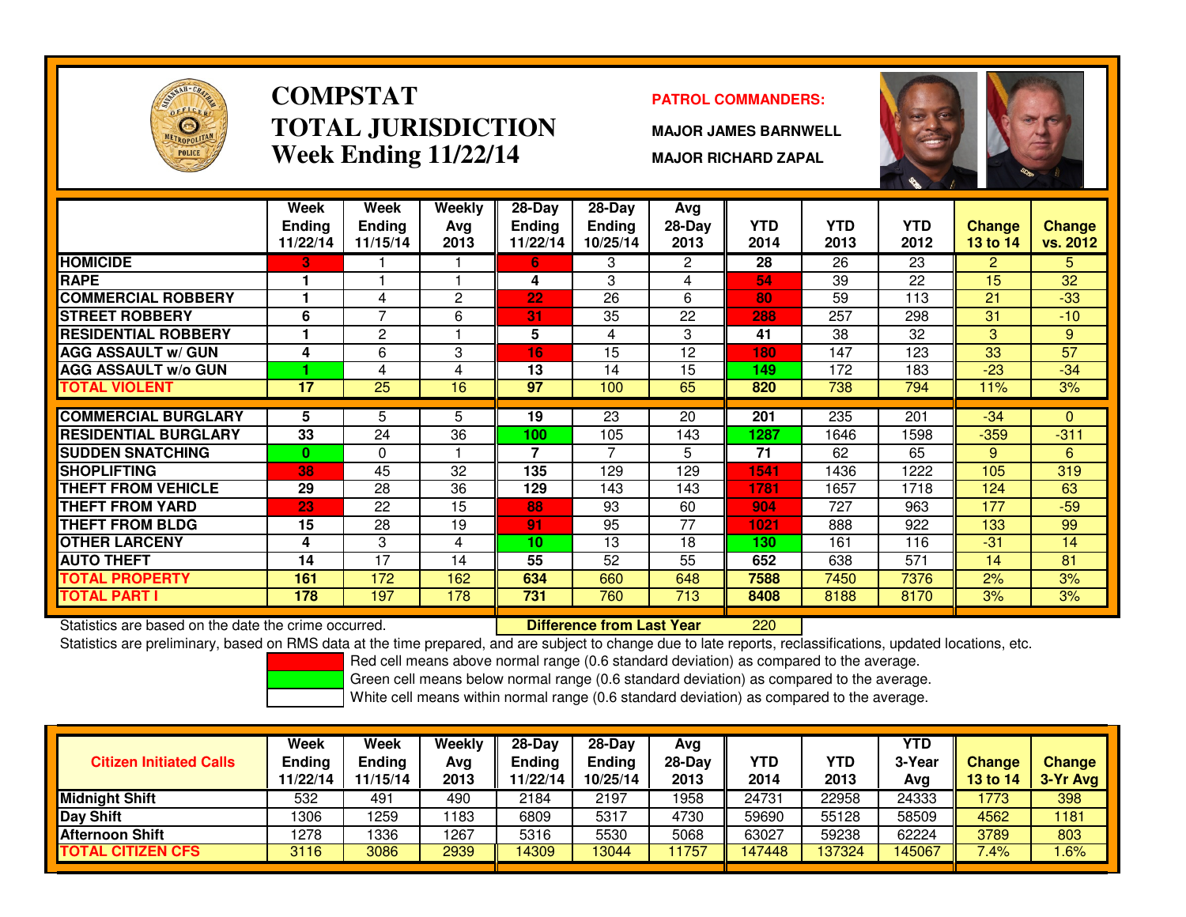# COMPSTAT
# TOTAL JURISDICTION
## Week Ending 11/22/14

**PATROL COMMANDERS:**

**MAJOR JAMES BARNWELL**

**MAJOR RICHARD ZAPAL**

| | Week Ending 11/22/14 | Week Ending 11/15/14 | Weekly Avg 2013 | 28-Day Ending 11/22/14 | 28-Day Ending 10/25/14 | Avg 28-Day 2013 | YTD 2014 | YTD 2013 | YTD 2012 | Change 13 to 14 | Change vs. 2012 |
|---|---|---|---|---|---|---|---|---|---|---|---|
| HOMICIDE | 3 | 1 | 1 | 6 | 3 | 2 | 28 | 26 | 23 | 2 | 5 |
| RAPE | 1 | 1 | 1 | 4 | 3 | 4 | 54 | 39 | 22 | 15 | 32 |
| COMMERCIAL ROBBERY | 1 | 4 | 2 | 22 | 26 | 6 | 80 | 59 | 113 | 21 | -33 |
| STREET ROBBERY | 6 | 7 | 6 | 31 | 35 | 22 | 288 | 257 | 298 | 31 | -10 |
| RESIDENTIAL ROBBERY | 1 | 2 | 1 | 5 | 4 | 3 | 41 | 38 | 32 | 3 | 9 |
| AGG ASSAULT w/ GUN | 4 | 6 | 3 | 16 | 15 | 12 | 180 | 147 | 123 | 33 | 57 |
| AGG ASSAULT w/o GUN | 1 | 4 | 4 | 13 | 14 | 15 | 149 | 172 | 183 | -23 | -34 |
| TOTAL VIOLENT | 17 | 25 | 16 | 97 | 100 | 65 | 820 | 738 | 794 | 11% | 3% |
| COMMERCIAL BURGLARY | 5 | 5 | 5 | 19 | 23 | 20 | 201 | 235 | 201 | -34 | 0 |
| RESIDENTIAL BURGLARY | 33 | 24 | 36 | 100 | 105 | 143 | 1287 | 1646 | 1598 | -359 | -311 |
| SUDDEN SNATCHING | 0 | 0 | 1 | 7 | 7 | 5 | 71 | 62 | 65 | 9 | 6 |
| SHOPLIFTING | 38 | 45 | 32 | 135 | 129 | 129 | 1541 | 1436 | 1222 | 105 | 319 |
| THEFT FROM VEHICLE | 29 | 28 | 36 | 129 | 143 | 143 | 1781 | 1657 | 1718 | 124 | 63 |
| THEFT FROM YARD | 23 | 22 | 15 | 88 | 93 | 60 | 904 | 727 | 963 | 177 | -59 |
| THEFT FROM BLDG | 15 | 28 | 19 | 91 | 95 | 77 | 1021 | 888 | 922 | 133 | 99 |
| OTHER LARCENY | 4 | 3 | 4 | 10 | 13 | 18 | 130 | 161 | 116 | -31 | 14 |
| AUTO THEFT | 14 | 17 | 14 | 55 | 52 | 55 | 652 | 638 | 571 | 14 | 81 |
| TOTAL PROPERTY | 161 | 172 | 162 | 634 | 660 | 648 | 7588 | 7450 | 7376 | 2% | 3% |
| TOTAL PART I | 178 | 197 | 178 | 731 | 760 | 713 | 8408 | 8188 | 8170 | 3% | 3% |

Statistics are based on the date the crime occurred. **Difference from Last Year** 220

Statistics are preliminary, based on RMS data at the time prepared, and are subject to change due to late reports, reclassifications, updated locations, etc.

Red cell means above normal range (0.6 standard deviation) as compared to the average.
Green cell means below normal range (0.6 standard deviation) as compared to the average.
White cell means within normal range (0.6 standard deviation) as compared to the average.

| Citizen Initiated Calls | Week Ending 11/22/14 | Week Ending 11/15/14 | Weekly Avg 2013 | 28-Day Ending 11/22/14 | 28-Day Ending 10/25/14 | Avg 28-Day 2013 | YTD 2014 | YTD 2013 | YTD 3-Year Avg | Change 13 to 14 | Change 3-Yr Avg |
|---|---|---|---|---|---|---|---|---|---|---|---|
| Midnight Shift | 532 | 491 | 490 | 2184 | 2197 | 1958 | 24731 | 22958 | 24333 | 1773 | 398 |
| Day Shift | 1306 | 1259 | 1183 | 6809 | 5317 | 4730 | 59690 | 55128 | 58509 | 4562 | 1181 |
| Afternoon Shift | 1278 | 1336 | 1267 | 5316 | 5530 | 5068 | 63027 | 59238 | 62224 | 3789 | 803 |
| TOTAL CITIZEN CFS | 3116 | 3086 | 2939 | 14309 | 13044 | 11757 | 147448 | 137324 | 145067 | 7.4% | 1.6% |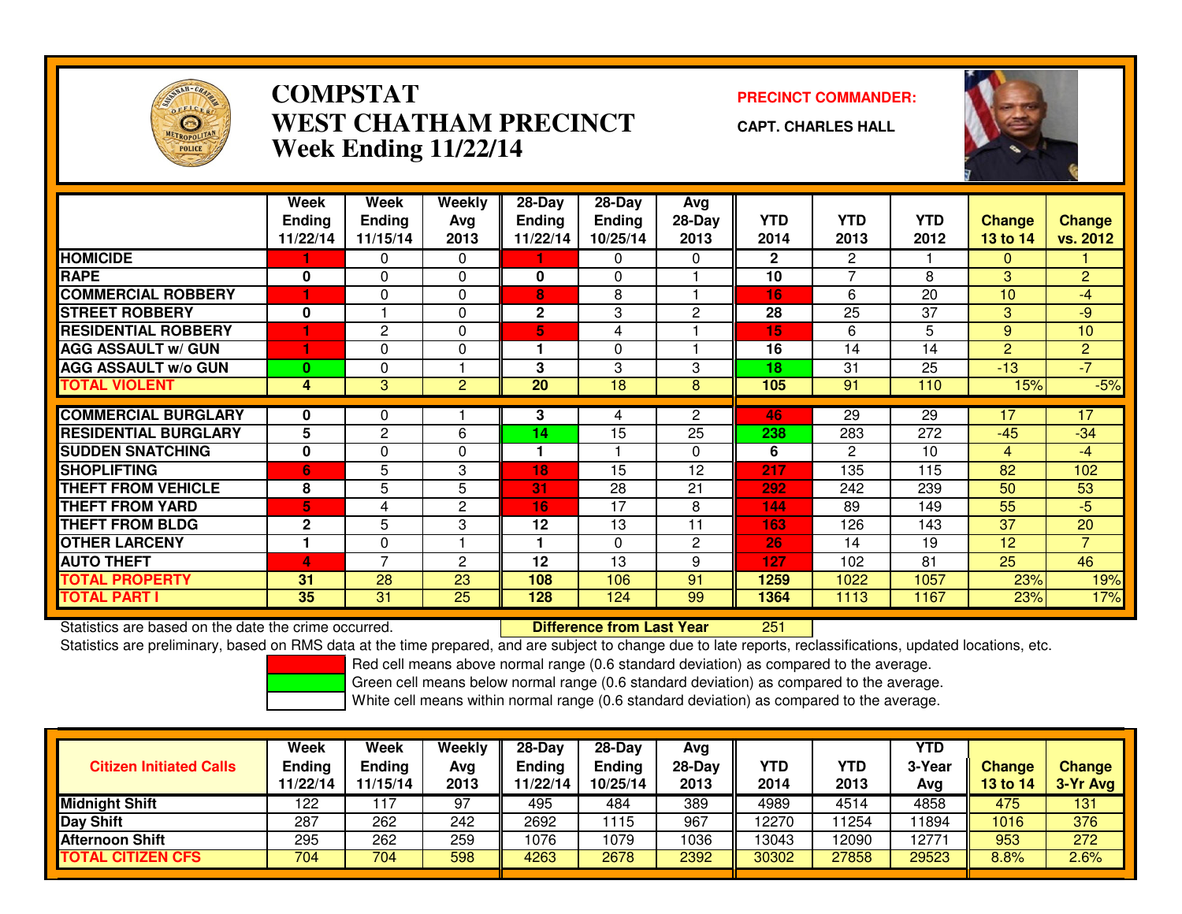# COMPSTAT
# WEST CHATHAM PRECINCT
## Week Ending 11/22/14

**PRECINCT COMMANDER:**

**CAPT. CHARLES HALL**

| | Week Ending 11/22/14 | Week Ending 11/15/14 | Weekly Avg 2013 | 28-Day Ending 11/22/14 | 28-Day Ending 10/25/14 | Avg 28-Day 2013 | YTD 2014 | YTD 2013 | YTD 2012 | Change 13 to 14 | Change vs. 2012 |
|---|---|---|---|---|---|---|---|---|---|---|---|
| HOMICIDE | 1 | 0 | 0 | 1 | 0 | 0 | 2 | 2 | 1 | 0 | 1 |
| RAPE | 0 | 0 | 0 | 0 | 0 | 1 | 10 | 7 | 8 | 3 | 2 |
| COMMERCIAL ROBBERY | 1 | 0 | 0 | 8 | 8 | 1 | 16 | 6 | 20 | 10 | -4 |
| STREET ROBBERY | 0 | 1 | 0 | 2 | 3 | 2 | 28 | 25 | 37 | 3 | -9 |
| RESIDENTIAL ROBBERY | 1 | 2 | 0 | 5 | 4 | 1 | 15 | 6 | 5 | 9 | 10 |
| AGG ASSAULT w/ GUN | 1 | 0 | 0 | 1 | 0 | 1 | 16 | 14 | 14 | 2 | 2 |
| AGG ASSAULT w/o GUN | 0 | 0 | 1 | 3 | 3 | 3 | 18 | 31 | 25 | -13 | -7 |
| TOTAL VIOLENT | 4 | 3 | 2 | 20 | 18 | 8 | 105 | 91 | 110 | 15% | -5% |
| COMMERCIAL BURGLARY | 0 | 0 | 1 | 3 | 4 | 2 | 46 | 29 | 29 | 17 | 17 |
| RESIDENTIAL BURGLARY | 5 | 2 | 6 | 14 | 15 | 25 | 238 | 283 | 272 | -45 | -34 |
| SUDDEN SNATCHING | 0 | 0 | 0 | 1 | 1 | 0 | 6 | 2 | 10 | 4 | -4 |
| SHOPLIFTING | 6 | 5 | 3 | 18 | 15 | 12 | 217 | 135 | 115 | 82 | 102 |
| THEFT FROM VEHICLE | 8 | 5 | 5 | 31 | 28 | 21 | 292 | 242 | 239 | 50 | 53 |
| THEFT FROM YARD | 5 | 4 | 2 | 16 | 17 | 8 | 144 | 89 | 149 | 55 | -5 |
| THEFT FROM BLDG | 2 | 5 | 3 | 12 | 13 | 11 | 163 | 126 | 143 | 37 | 20 |
| OTHER LARCENY | 1 | 0 | 1 | 1 | 0 | 2 | 26 | 14 | 19 | 12 | 7 |
| AUTO THEFT | 4 | 7 | 2 | 12 | 13 | 9 | 127 | 102 | 81 | 25 | 46 |
| TOTAL PROPERTY | 31 | 28 | 23 | 108 | 106 | 91 | 1259 | 1022 | 1057 | 23% | 19% |
| TOTAL PART I | 35 | 31 | 25 | 128 | 124 | 99 | 1364 | 1113 | 1167 | 23% | 17% |

Statistics are based on the date the crime occurred. **Difference from Last Year** 251

Statistics are preliminary, based on RMS data at the time prepared, and are subject to change due to late reports, reclassifications, updated locations, etc.

Red cell means above normal range (0.6 standard deviation) as compared to the average.
Green cell means below normal range (0.6 standard deviation) as compared to the average.
White cell means within normal range (0.6 standard deviation) as compared to the average.

| Citizen Initiated Calls | Week Ending 11/22/14 | Week Ending 11/15/14 | Weekly Avg 2013 | 28-Day Ending 11/22/14 | 28-Day Ending 10/25/14 | Avg 28-Day 2013 | YTD 2014 | YTD 2013 | YTD 3-Year Avg | Change 13 to 14 | Change 3-Yr Avg |
|---|---|---|---|---|---|---|---|---|---|---|---|
| Midnight Shift | 122 | 117 | 97 | 495 | 484 | 389 | 4989 | 4514 | 4858 | 475 | 131 |
| Day Shift | 287 | 262 | 242 | 2692 | 1115 | 967 | 12270 | 11254 | 11894 | 1016 | 376 |
| Afternoon Shift | 295 | 262 | 259 | 1076 | 1079 | 1036 | 13043 | 12090 | 12771 | 953 | 272 |
| TOTAL CITIZEN CFS | 704 | 704 | 598 | 4263 | 2678 | 2392 | 30302 | 27858 | 29523 | 8.8% | 2.6% |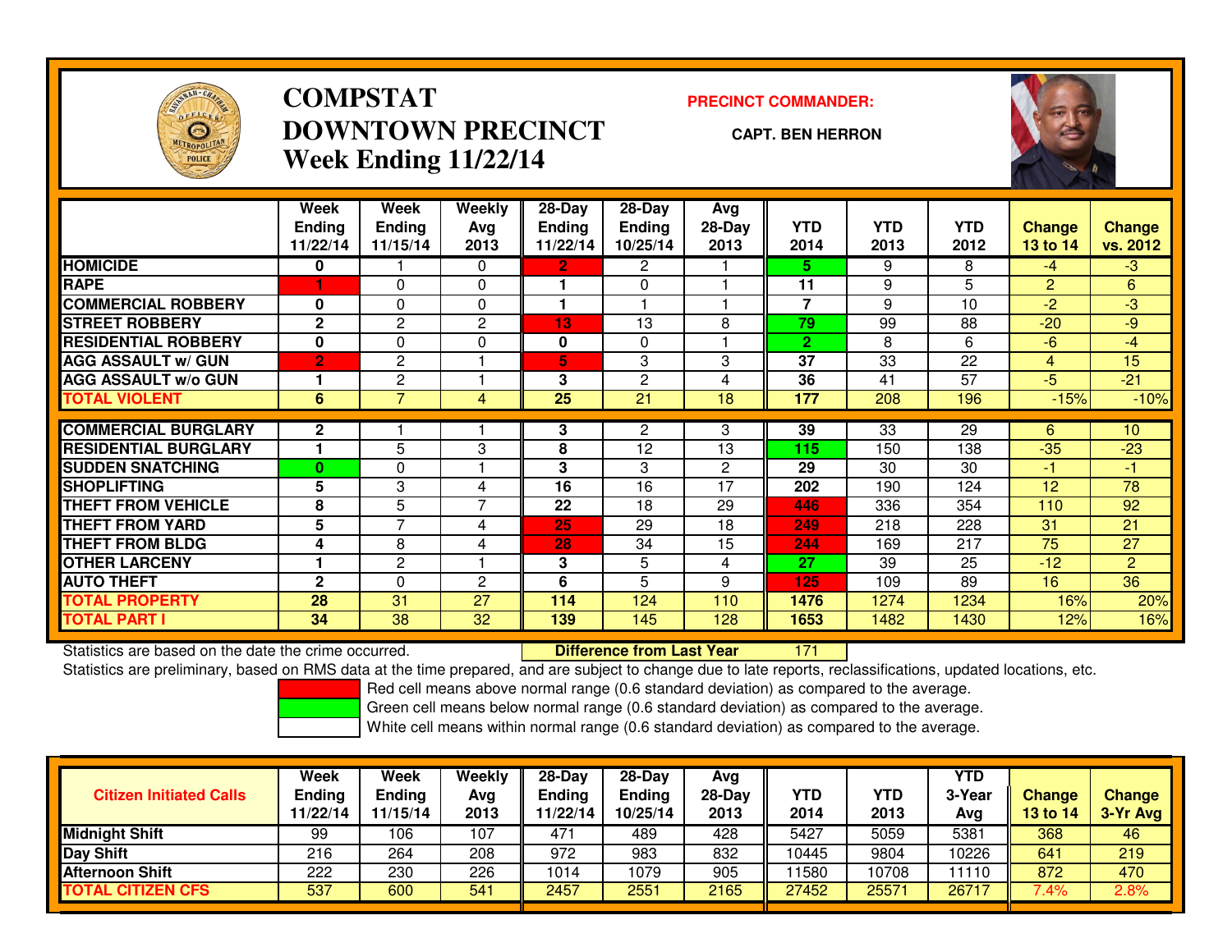# COMPSTAT
# DOWNTOWN PRECINCT
## Week Ending 11/22/14

**PRECINCT COMMANDER:**

**CAPT. BEN HERRON**

| | Week Ending 11/22/14 | Week Ending 11/15/14 | Weekly Avg 2013 | 28-Day Ending 11/22/14 | 28-Day Ending 10/25/14 | Avg 28-Day 2013 | YTD 2014 | YTD 2013 | YTD 2012 | Change 13 to 14 | Change vs. 2012 |
|---|---|---|---|---|---|---|---|---|---|---|---|
| HOMICIDE | 0 | 1 | 0 | 2 | 2 | 1 | 5 | 9 | 8 | -4 | -3 |
| RAPE | 1 | 0 | 0 | 1 | 0 | 1 | 11 | 9 | 5 | 2 | 6 |
| COMMERCIAL ROBBERY | 0 | 0 | 0 | 1 | 1 | 1 | 7 | 9 | 10 | -2 | -3 |
| STREET ROBBERY | 2 | 2 | 2 | 13 | 13 | 8 | 79 | 99 | 88 | -20 | -9 |
| RESIDENTIAL ROBBERY | 0 | 0 | 0 | 0 | 0 | 1 | 2 | 8 | 6 | -6 | -4 |
| AGG ASSAULT w/ GUN | 2 | 2 | 1 | 5 | 3 | 3 | 37 | 33 | 22 | 4 | 15 |
| AGG ASSAULT w/o GUN | 1 | 2 | 1 | 3 | 2 | 4 | 36 | 41 | 57 | -5 | -21 |
| TOTAL VIOLENT | 6 | 7 | 4 | 25 | 21 | 18 | 177 | 208 | 196 | -15% | -10% |
| COMMERCIAL BURGLARY | 2 | 1 | 1 | 3 | 2 | 3 | 39 | 33 | 29 | 6 | 10 |
| RESIDENTIAL BURGLARY | 1 | 5 | 3 | 8 | 12 | 13 | 115 | 150 | 138 | -35 | -23 |
| SUDDEN SNATCHING | 0 | 0 | 1 | 3 | 3 | 2 | 29 | 30 | 30 | -1 | -1 |
| SHOPLIFTING | 5 | 3 | 4 | 16 | 16 | 17 | 202 | 190 | 124 | 12 | 78 |
| THEFT FROM VEHICLE | 8 | 5 | 7 | 22 | 18 | 29 | 446 | 336 | 354 | 110 | 92 |
| THEFT FROM YARD | 5 | 7 | 4 | 25 | 29 | 18 | 249 | 218 | 228 | 31 | 21 |
| THEFT FROM BLDG | 4 | 8 | 4 | 28 | 34 | 15 | 244 | 169 | 217 | 75 | 27 |
| OTHER LARCENY | 1 | 2 | 1 | 3 | 5 | 4 | 27 | 39 | 25 | -12 | 2 |
| AUTO THEFT | 2 | 0 | 2 | 6 | 5 | 9 | 125 | 109 | 89 | 16 | 36 |
| TOTAL PROPERTY | 28 | 31 | 27 | 114 | 124 | 110 | 1476 | 1274 | 1234 | 16% | 20% |
| TOTAL PART I | 34 | 38 | 32 | 139 | 145 | 128 | 1653 | 1482 | 1430 | 12% | 16% |

Statistics are based on the date the crime occurred. **Difference from Last Year** 171

Statistics are preliminary, based on RMS data at the time prepared, and are subject to change due to late reports, reclassifications, updated locations, etc.

Red cell means above normal range (0.6 standard deviation) as compared to the average.
Green cell means below normal range (0.6 standard deviation) as compared to the average.
White cell means within normal range (0.6 standard deviation) as compared to the average.

| Citizen Initiated Calls | Week Ending 11/22/14 | Week Ending 11/15/14 | Weekly Avg 2013 | 28-Day Ending 11/22/14 | 28-Day Ending 10/25/14 | Avg 28-Day 2013 | YTD 2014 | YTD 2013 | YTD 3-Year Avg | Change 13 to 14 | Change 3-Yr Avg |
|---|---|---|---|---|---|---|---|---|---|---|---|
| Midnight Shift | 99 | 106 | 107 | 471 | 489 | 428 | 5427 | 5059 | 5381 | 368 | 46 |
| Day Shift | 216 | 264 | 208 | 972 | 983 | 832 | 10445 | 9804 | 10226 | 641 | 219 |
| Afternoon Shift | 222 | 230 | 226 | 1014 | 1079 | 905 | 11580 | 10708 | 11110 | 872 | 470 |
| TOTAL CITIZEN CFS | 537 | 600 | 541 | 2457 | 2551 | 2165 | 27452 | 25571 | 26717 | 7.4% | 2.8% |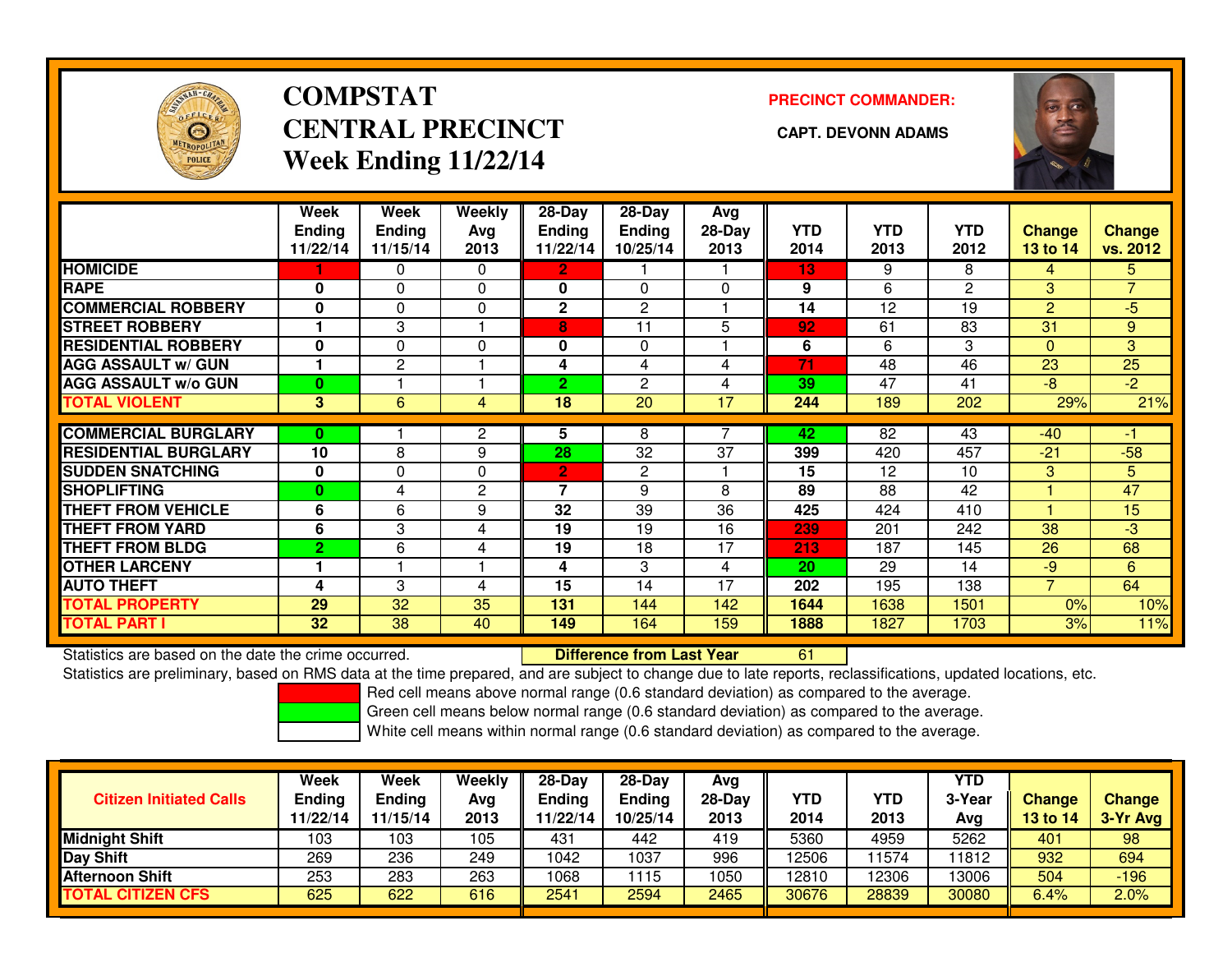# COMPSTAT
# CENTRAL PRECINCT
## Week Ending 11/22/14

**PRECINCT COMMANDER:**

**CAPT. DEVONN ADAMS**

| | Week Ending 11/22/14 | Week Ending 11/15/14 | Weekly Avg 2013 | 28-Day Ending 11/22/14 | 28-Day Ending 10/25/14 | Avg 28-Day 2013 | YTD 2014 | YTD 2013 | YTD 2012 | Change 13 to 14 | Change vs. 2012 |
|---|---|---|---|---|---|---|---|---|---|---|---|
| HOMICIDE | 1 | 0 | 0 | 2 | 1 | 1 | 13 | 9 | 8 | 4 | 5 |
| RAPE | 0 | 0 | 0 | 0 | 0 | 0 | 9 | 6 | 2 | 3 | 7 |
| COMMERCIAL ROBBERY | 0 | 0 | 0 | 2 | 2 | 1 | 14 | 12 | 19 | 2 | -5 |
| STREET ROBBERY | 1 | 3 | 1 | 8 | 11 | 5 | 92 | 61 | 83 | 31 | 9 |
| RESIDENTIAL ROBBERY | 0 | 0 | 0 | 0 | 0 | 1 | 6 | 6 | 3 | 0 | 3 |
| AGG ASSAULT w/ GUN | 1 | 2 | 1 | 4 | 4 | 4 | 71 | 48 | 46 | 23 | 25 |
| AGG ASSAULT w/o GUN | 0 | 1 | 1 | 2 | 2 | 4 | 39 | 47 | 41 | -8 | -2 |
| TOTAL VIOLENT | 3 | 6 | 4 | 18 | 20 | 17 | 244 | 189 | 202 | 29% | 21% |
| COMMERCIAL BURGLARY | 0 | 1 | 2 | 5 | 8 | 7 | 42 | 82 | 43 | -40 | -1 |
| RESIDENTIAL BURGLARY | 10 | 8 | 9 | 28 | 32 | 37 | 399 | 420 | 457 | -21 | -58 |
| SUDDEN SNATCHING | 0 | 0 | 0 | 2 | 2 | 1 | 15 | 12 | 10 | 3 | 5 |
| SHOPLIFTING | 0 | 4 | 2 | 7 | 9 | 8 | 89 | 88 | 42 | 1 | 47 |
| THEFT FROM VEHICLE | 6 | 6 | 9 | 32 | 39 | 36 | 425 | 424 | 410 | 1 | 15 |
| THEFT FROM YARD | 6 | 3 | 4 | 19 | 19 | 16 | 239 | 201 | 242 | 38 | -3 |
| THEFT FROM BLDG | 2 | 6 | 4 | 19 | 18 | 17 | 213 | 187 | 145 | 26 | 68 |
| OTHER LARCENY | 1 | 1 | 1 | 4 | 3 | 4 | 20 | 29 | 14 | -9 | 6 |
| AUTO THEFT | 4 | 3 | 4 | 15 | 14 | 17 | 202 | 195 | 138 | 7 | 64 |
| TOTAL PROPERTY | 29 | 32 | 35 | 131 | 144 | 142 | 1644 | 1638 | 1501 | 0% | 10% |
| TOTAL PART I | 32 | 38 | 40 | 149 | 164 | 159 | 1888 | 1827 | 1703 | 3% | 11% |

Statistics are based on the date the crime occurred. **Difference from Last Year** 61

Statistics are preliminary, based on RMS data at the time prepared, and are subject to change due to late reports, reclassifications, updated locations, etc.

Red cell means above normal range (0.6 standard deviation) as compared to the average.

Green cell means below normal range (0.6 standard deviation) as compared to the average.

White cell means within normal range (0.6 standard deviation) as compared to the average.

| Citizen Initiated Calls | Week Ending 11/22/14 | Week Ending 11/15/14 | Weekly Avg 2013 | 28-Day Ending 11/22/14 | 28-Day Ending 10/25/14 | Avg 28-Day 2013 | YTD 2014 | YTD 2013 | YTD 3-Year Avg | Change 13 to 14 | Change 3-Yr Avg |
|---|---|---|---|---|---|---|---|---|---|---|---|
| Midnight Shift | 103 | 103 | 105 | 431 | 442 | 419 | 5360 | 4959 | 5262 | 401 | 98 |
| Day Shift | 269 | 236 | 249 | 1042 | 1037 | 996 | 12506 | 11574 | 11812 | 932 | 694 |
| Afternoon Shift | 253 | 283 | 263 | 1068 | 1115 | 1050 | 12810 | 12306 | 13006 | 504 | -196 |
| TOTAL CITIZEN CFS | 625 | 622 | 616 | 2541 | 2594 | 2465 | 30676 | 28839 | 30080 | 6.4% | 2.0% |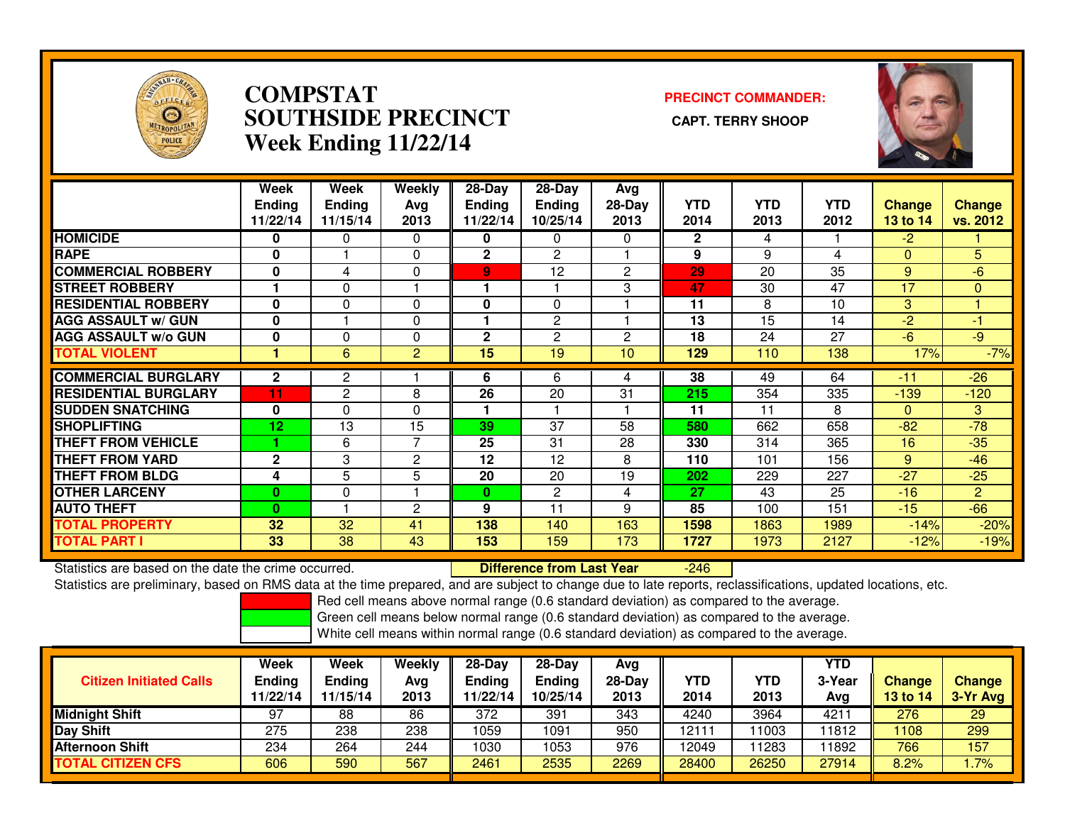# COMPSTAT SOUTHSIDE PRECINCT
## Week Ending 11/22/14

**PRECINCT COMMANDER:**
**CAPT. TERRY SHOOP**

| | Week Ending 11/22/14 | Week Ending 11/15/14 | Weekly Avg 2013 | 28-Day Ending 11/22/14 | 28-Day Ending 10/25/14 | Avg 28-Day 2013 | YTD 2014 | YTD 2013 | YTD 2012 | Change 13 to 14 | Change vs. 2012 |
|---|---|---|---|---|---|---|---|---|---|---|---|
| HOMICIDE | 0 | 0 | 0 | 0 | 0 | 0 | 2 | 4 | 1 | -2 | 1 |
| RAPE | 0 | 1 | 0 | 2 | 2 | 1 | 9 | 9 | 4 | 0 | 5 |
| COMMERCIAL ROBBERY | 0 | 4 | 0 | 9 | 12 | 2 | 29 | 20 | 35 | 9 | -6 |
| STREET ROBBERY | 1 | 0 | 1 | 1 | 1 | 3 | 47 | 30 | 47 | 17 | 0 |
| RESIDENTIAL ROBBERY | 0 | 0 | 0 | 0 | 0 | 1 | 11 | 8 | 10 | 3 | 1 |
| AGG ASSAULT w/ GUN | 0 | 1 | 0 | 1 | 2 | 1 | 13 | 15 | 14 | -2 | -1 |
| AGG ASSAULT w/o GUN | 0 | 0 | 0 | 2 | 2 | 2 | 18 | 24 | 27 | -6 | -9 |
| TOTAL VIOLENT | 1 | 6 | 2 | 15 | 19 | 10 | 129 | 110 | 138 | 17% | -7% |
| COMMERCIAL BURGLARY | 2 | 2 | 1 | 6 | 6 | 4 | 38 | 49 | 64 | -11 | -26 |
| RESIDENTIAL BURGLARY | 11 | 2 | 8 | 26 | 20 | 31 | 215 | 354 | 335 | -139 | -120 |
| SUDDEN SNATCHING | 0 | 0 | 0 | 1 | 1 | 1 | 11 | 11 | 8 | 0 | 3 |
| SHOPLIFTING | 12 | 13 | 15 | 39 | 37 | 58 | 580 | 662 | 658 | -82 | -78 |
| THEFT FROM VEHICLE | 1 | 6 | 7 | 25 | 31 | 28 | 330 | 314 | 365 | 16 | -35 |
| THEFT FROM YARD | 2 | 3 | 2 | 12 | 12 | 8 | 110 | 101 | 156 | 9 | -46 |
| THEFT FROM BLDG | 4 | 5 | 5 | 20 | 20 | 19 | 202 | 229 | 227 | -27 | -25 |
| OTHER LARCENY | 0 | 0 | 1 | 0 | 2 | 4 | 27 | 43 | 25 | -16 | 2 |
| AUTO THEFT | 0 | 1 | 2 | 9 | 11 | 9 | 85 | 100 | 151 | -15 | -66 |
| TOTAL PROPERTY | 32 | 32 | 41 | 138 | 140 | 163 | 1598 | 1863 | 1989 | -14% | -20% |
| TOTAL PART I | 33 | 38 | 43 | 153 | 159 | 173 | 1727 | 1973 | 2127 | -12% | -19% |

Statistics are based on the date the crime occurred. **Difference from Last Year** -246

Statistics are preliminary, based on RMS data at the time prepared, and are subject to change due to late reports, reclassifications, updated locations, etc.

Red cell means above normal range (0.6 standard deviation) as compared to the average.
Green cell means below normal range (0.6 standard deviation) as compared to the average.
White cell means within normal range (0.6 standard deviation) as compared to the average.

| Citizen Initiated Calls | Week Ending 11/22/14 | Week Ending 11/15/14 | Weekly Avg 2013 | 28-Day Ending 11/22/14 | 28-Day Ending 10/25/14 | Avg 28-Day 2013 | YTD 2014 | YTD 2013 | YTD 3-Year Avg | Change 13 to 14 | Change 3-Yr Avg |
|---|---|---|---|---|---|---|---|---|---|---|---|
| Midnight Shift | 97 | 88 | 86 | 372 | 391 | 343 | 4240 | 3964 | 4211 | 276 | 29 |
| Day Shift | 275 | 238 | 238 | 1059 | 1091 | 950 | 12111 | 11003 | 11812 | 1108 | 299 |
| Afternoon Shift | 234 | 264 | 244 | 1030 | 1053 | 976 | 12049 | 11283 | 11892 | 766 | 157 |
| TOTAL CITIZEN CFS | 606 | 590 | 567 | 2461 | 2535 | 2269 | 28400 | 26250 | 27914 | 8.2% | 1.7% |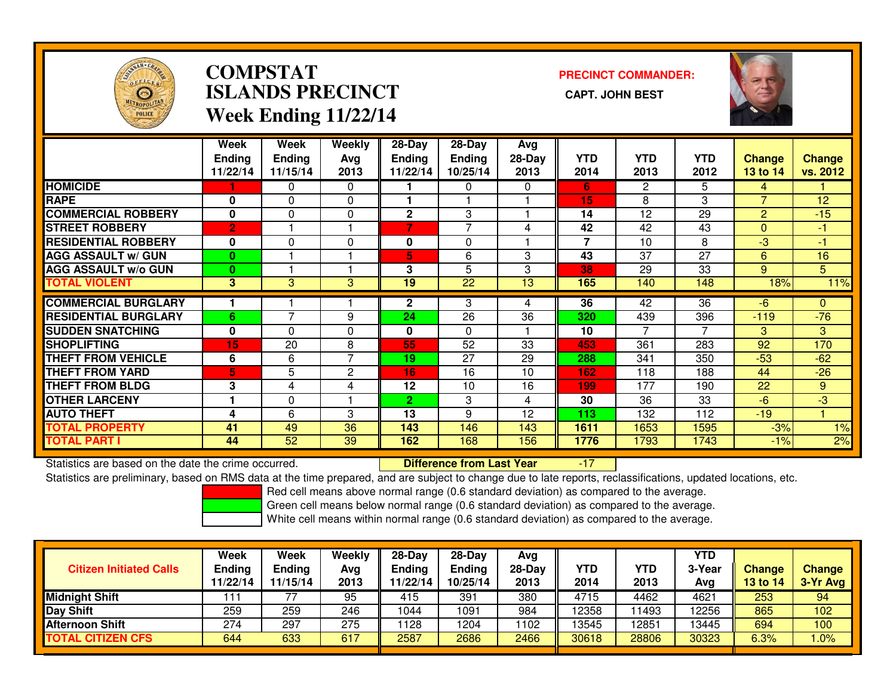# COMPSTAT
# ISLANDS PRECINCT
## Week Ending 11/22/14

**PRECINCT COMMANDER:**

**CAPT. JOHN BEST**

| | Week Ending 11/22/14 | Week Ending 11/15/14 | Weekly Avg 2013 | 28-Day Ending 11/22/14 | 28-Day Ending 10/25/14 | Avg 28-Day 2013 | YTD 2014 | YTD 2013 | YTD 2012 | Change 13 to 14 | Change vs. 2012 |
|---|---|---|---|---|---|---|---|---|---|---|---|
| HOMICIDE | 1 | 0 | 0 | 1 | 0 | 0 | 6 | 2 | 5 | 4 | 1 |
| RAPE | 0 | 0 | 0 | 1 | 1 | 1 | 15 | 8 | 3 | 7 | 12 |
| COMMERCIAL ROBBERY | 0 | 0 | 0 | 2 | 3 | 1 | 14 | 12 | 29 | 2 | -15 |
| STREET ROBBERY | 2 | 1 | 1 | 7 | 7 | 4 | 42 | 42 | 43 | 0 | -1 |
| RESIDENTIAL ROBBERY | 0 | 0 | 0 | 0 | 0 | 1 | 7 | 10 | 8 | -3 | -1 |
| AGG ASSAULT w/ GUN | 0 | 1 | 1 | 5 | 6 | 3 | 43 | 37 | 27 | 6 | 16 |
| AGG ASSAULT w/o GUN | 0 | 1 | 1 | 3 | 5 | 3 | 38 | 29 | 33 | 9 | 5 |
| TOTAL VIOLENT | 3 | 3 | 3 | 19 | 22 | 13 | 165 | 140 | 148 | 18% | 11% |
| COMMERCIAL BURGLARY | 1 | 1 | 1 | 2 | 3 | 4 | 36 | 42 | 36 | -6 | 0 |
| RESIDENTIAL BURGLARY | 6 | 7 | 9 | 24 | 26 | 36 | 320 | 439 | 396 | -119 | -76 |
| SUDDEN SNATCHING | 0 | 0 | 0 | 0 | 0 | 1 | 10 | 7 | 7 | 3 | 3 |
| SHOPLIFTING | 15 | 20 | 8 | 55 | 52 | 33 | 453 | 361 | 283 | 92 | 170 |
| THEFT FROM VEHICLE | 6 | 6 | 7 | 19 | 27 | 29 | 288 | 341 | 350 | -53 | -62 |
| THEFT FROM YARD | 5 | 5 | 2 | 16 | 16 | 10 | 162 | 118 | 188 | 44 | -26 |
| THEFT FROM BLDG | 3 | 4 | 4 | 12 | 10 | 16 | 199 | 177 | 190 | 22 | 9 |
| OTHER LARCENY | 1 | 0 | 1 | 2 | 3 | 4 | 30 | 36 | 33 | -6 | -3 |
| AUTO THEFT | 4 | 6 | 3 | 13 | 9 | 12 | 113 | 132 | 112 | -19 | 1 |
| TOTAL PROPERTY | 41 | 49 | 36 | 143 | 146 | 143 | 1611 | 1653 | 1595 | -3% | 1% |
| TOTAL PART I | 44 | 52 | 39 | 162 | 168 | 156 | 1776 | 1793 | 1743 | -1% | 2% |

Statistics are based on the date the crime occurred. **Difference from Last Year** -17

Statistics are preliminary, based on RMS data at the time prepared, and are subject to change due to late reports, reclassifications, updated locations, etc.

Red cell means above normal range (0.6 standard deviation) as compared to the average.

Green cell means below normal range (0.6 standard deviation) as compared to the average.

White cell means within normal range (0.6 standard deviation) as compared to the average.

| Citizen Initiated Calls | Week Ending 11/22/14 | Week Ending 11/15/14 | Weekly Avg 2013 | 28-Day Ending 11/22/14 | 28-Day Ending 10/25/14 | Avg 28-Day 2013 | YTD 2014 | YTD 2013 | YTD 3-Year Avg | Change 13 to 14 | Change 3-Yr Avg |
|---|---|---|---|---|---|---|---|---|---|---|---|
| Midnight Shift | 111 | 77 | 95 | 415 | 391 | 380 | 4715 | 4462 | 4621 | 253 | 94 |
| Day Shift | 259 | 259 | 246 | 1044 | 1091 | 984 | 12358 | 11493 | 12256 | 865 | 102 |
| Afternoon Shift | 274 | 297 | 275 | 1128 | 1204 | 1102 | 13545 | 12851 | 13445 | 694 | 100 |
| TOTAL CITIZEN CFS | 644 | 633 | 617 | 2587 | 2686 | 2466 | 30618 | 28806 | 30323 | 6.3% | 1.0% |